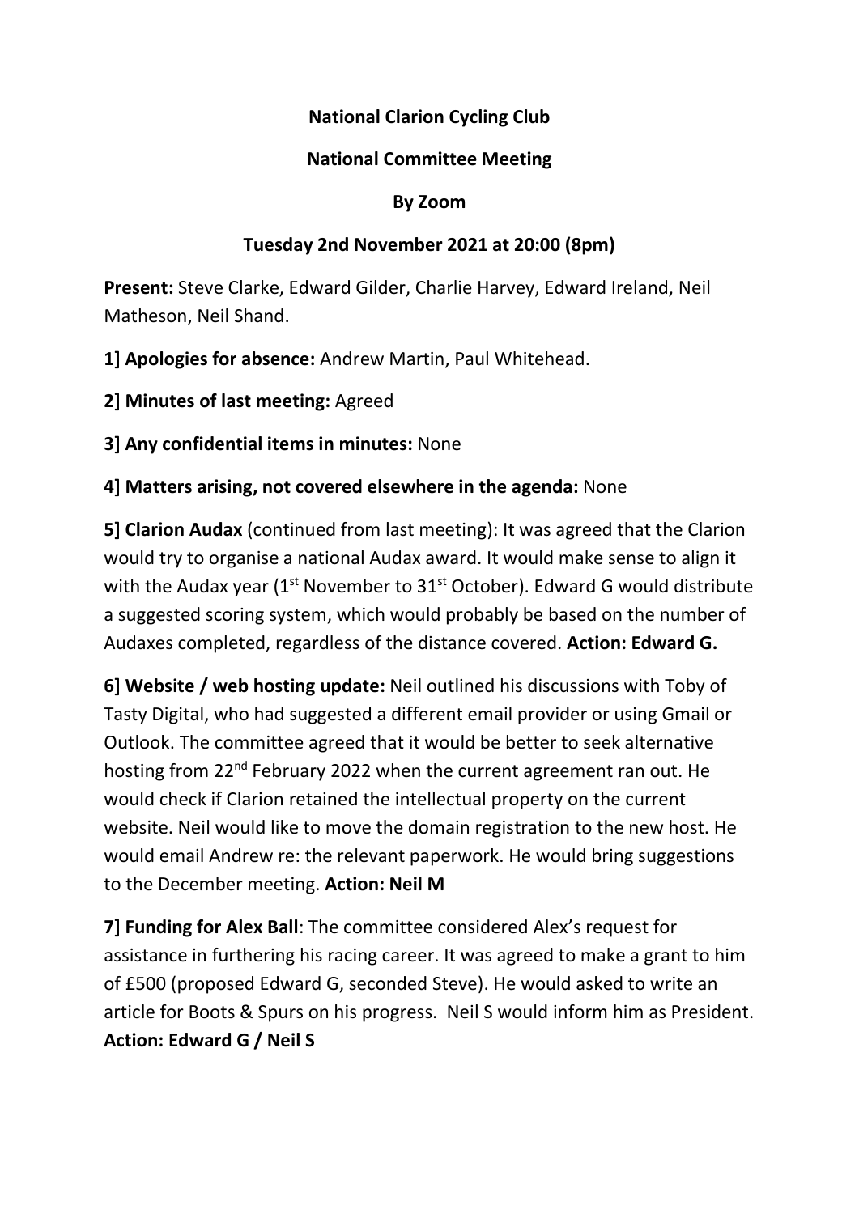**National Clarion Cycling Club**

**National Committee Meeting**

**By Zoom**

**Tuesday 2nd November 2021 at 20:00 (8pm)**

**Present:** Steve Clarke, Edward Gilder, Charlie Harvey, Edward Ireland, Neil Matheson, Neil Shand.

**1] Apologies for absence:** Andrew Martin, Paul Whitehead.

**2] Minutes of last meeting:** Agreed

**3] Any confidential items in minutes:** None

**4] Matters arising, not covered elsewhere in the agenda:** None

**5] Clarion Audax** (continued from last meeting): It was agreed that the Clarion would try to organise a national Audax award. It would make sense to align it with the Audax year (1st November to 31st October). Edward G would distribute a suggested scoring system, which would probably be based on the number of Audaxes completed, regardless of the distance covered. **Action: Edward G.**

**6] Website / web hosting update:** Neil outlined his discussions with Toby of Tasty Digital, who had suggested a different email provider or using Gmail or Outlook. The committee agreed that it would be better to seek alternative hosting from 22nd February 2022 when the current agreement ran out. He would check if Clarion retained the intellectual property on the current website. Neil would like to move the domain registration to the new host. He would email Andrew re: the relevant paperwork. He would bring suggestions to the December meeting. **Action: Neil M**

**7] Funding for Alex Ball**: The committee considered Alex's request for assistance in furthering his racing career. It was agreed to make a grant to him of £500 (proposed Edward G, seconded Steve). He would asked to write an article for Boots & Spurs on his progress. Neil S would inform him as President. **Action: Edward G / Neil S**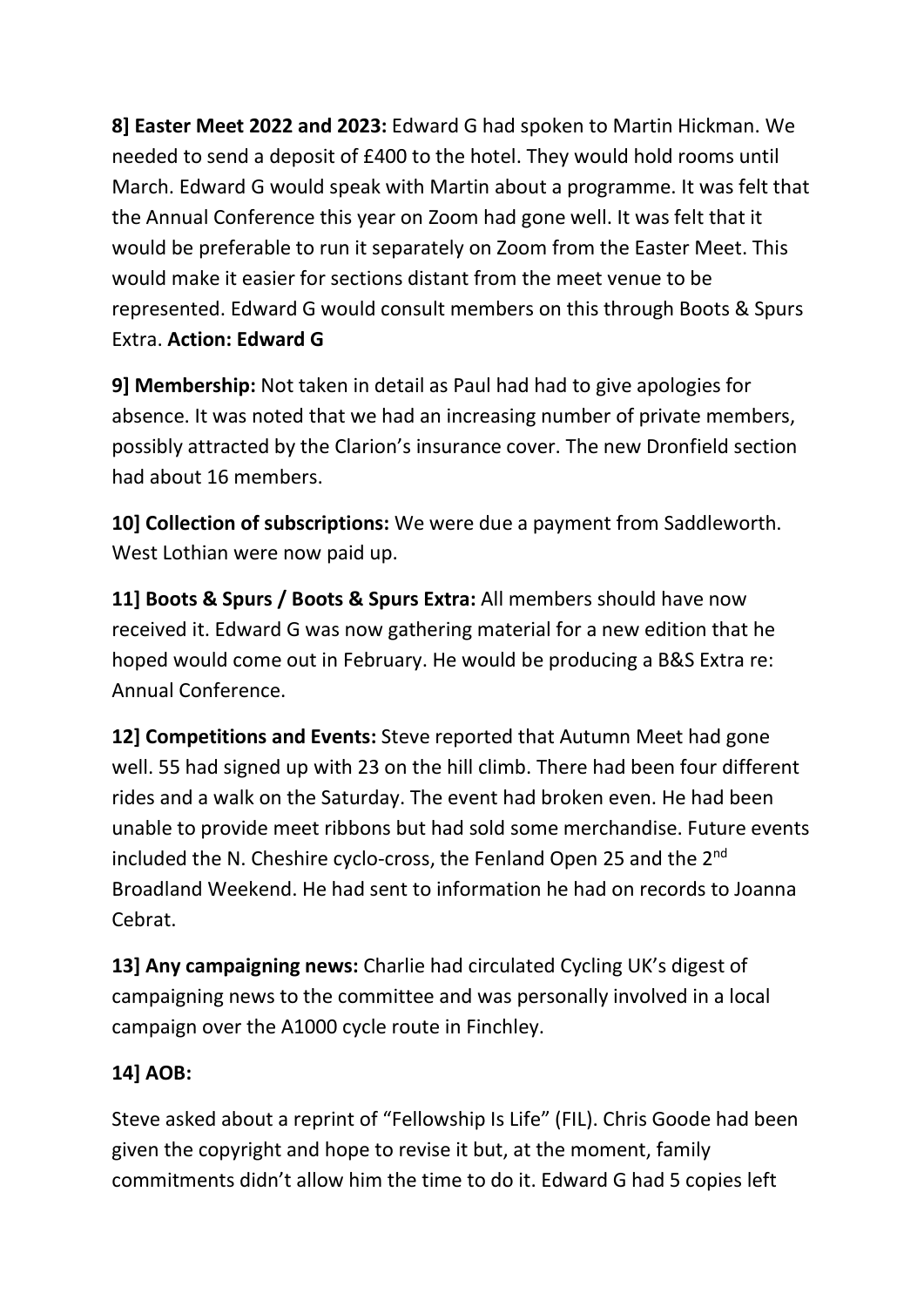**8] Easter Meet 2022 and 2023:** Edward G had spoken to Martin Hickman. We needed to send a deposit of £400 to the hotel. They would hold rooms until March. Edward G would speak with Martin about a programme. It was felt that the Annual Conference this year on Zoom had gone well. It was felt that it would be preferable to run it separately on Zoom from the Easter Meet. This would make it easier for sections distant from the meet venue to be represented. Edward G would consult members on this through Boots & Spurs Extra. **Action: Edward G**

**9] Membership:** Not taken in detail as Paul had had to give apologies for absence. It was noted that we had an increasing number of private members, possibly attracted by the Clarion's insurance cover. The new Dronfield section had about 16 members.

**10] Collection of subscriptions:** We were due a payment from Saddleworth. West Lothian were now paid up.

**11] Boots & Spurs / Boots & Spurs Extra:** All members should have now received it. Edward G was now gathering material for a new edition that he hoped would come out in February. He would be producing a B&S Extra re: Annual Conference.

**12] Competitions and Events:** Steve reported that Autumn Meet had gone well. 55 had signed up with 23 on the hill climb. There had been four different rides and a walk on the Saturday. The event had broken even. He had been unable to provide meet ribbons but had sold some merchandise. Future events included the N. Cheshire cyclo-cross, the Fenland Open 25 and the 2nd Broadland Weekend. He had sent to information he had on records to Joanna Cebrat.

**13] Any campaigning news:** Charlie had circulated Cycling UK's digest of campaigning news to the committee and was personally involved in a local campaign over the A1000 cycle route in Finchley.

**14] AOB:**

Steve asked about a reprint of "Fellowship Is Life" (FIL). Chris Goode had been given the copyright and hope to revise it but, at the moment, family commitments didn't allow him the time to do it. Edward G had 5 copies left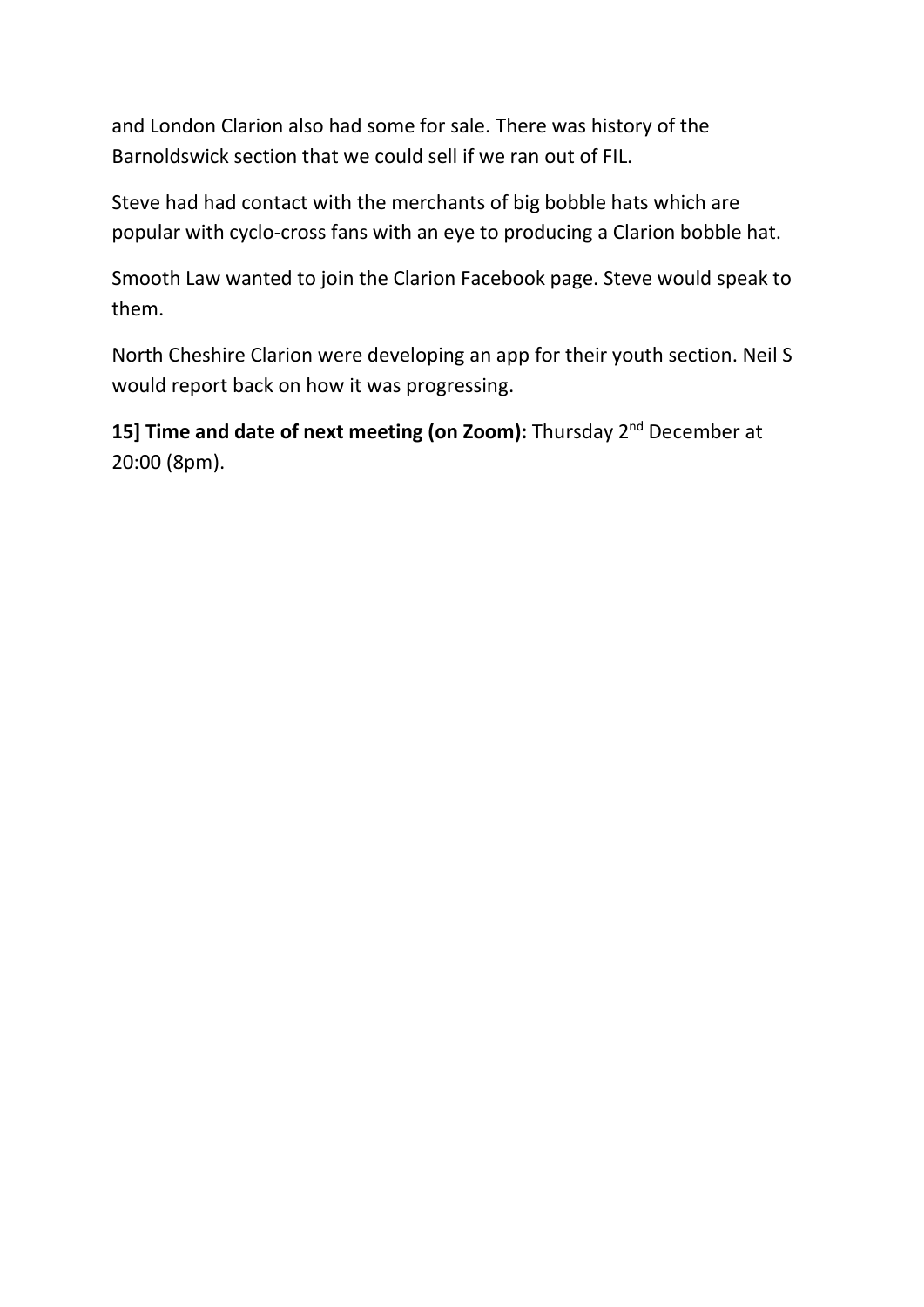and London Clarion also had some for sale. There was history of the Barnoldswick section that we could sell if we ran out of FIL.

Steve had had contact with the merchants of big bobble hats which are popular with cyclo-cross fans with an eye to producing a Clarion bobble hat.

Smooth Law wanted to join the Clarion Facebook page. Steve would speak to them.

North Cheshire Clarion were developing an app for their youth section. Neil S would report back on how it was progressing.

**15] Time and date of next meeting (on Zoom):** Thursday 2nd December at 20:00 (8pm).